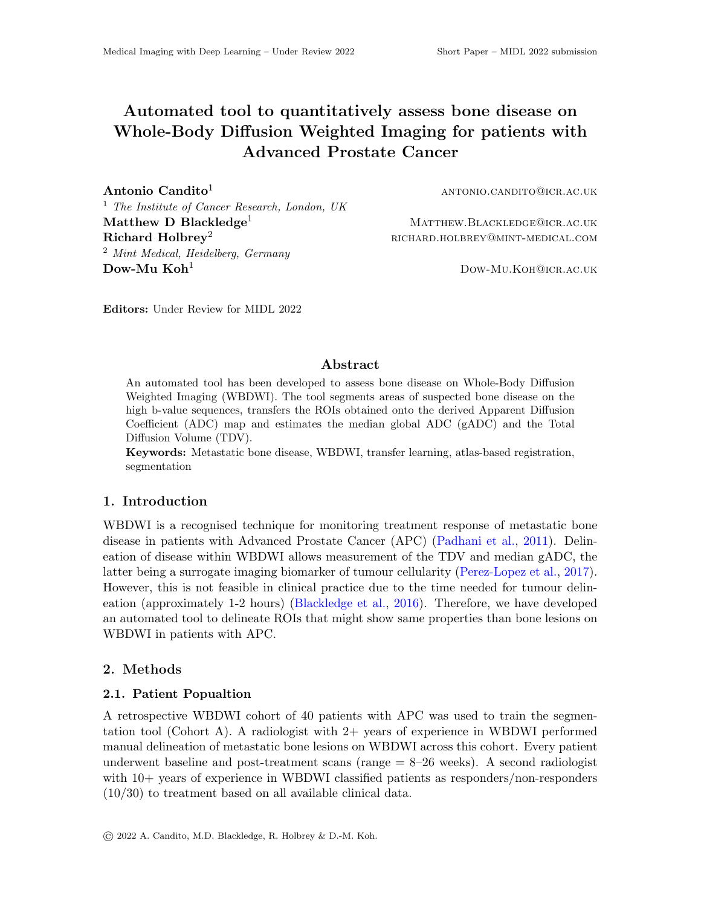# Automated tool to quantitatively assess bone disease on Whole-Body Diffusion Weighted Imaging for patients with Advanced Prostate Cancer

**Antonio Candito**[1] antonio.candito@icr.ac.uk
[1] *The Institute of Cancer Research, London, UK*
**Matthew D Blackledge**[1] Matthew.Blackledge@icr.ac.uk
**Richard Holbrey**[2] richard.holbrey@mint-medical.com
[2] *Mint Medical, Heidelberg, Germany*
**Dow-Mu Koh**[1] Dow-Mu.Koh@icr.ac.uk

**Editors:** Under Review for MIDL 2022

## Abstract

An automated tool has been developed to assess bone disease on Whole-Body Diffusion Weighted Imaging (WBDWI). The tool segments areas of suspected bone disease on the high b-value sequences, transfers the ROIs obtained onto the derived Apparent Diffusion Coefficient (ADC) map and estimates the median global ADC (gADC) and the Total Diffusion Volume (TDV).

**Keywords:** Metastatic bone disease, WBDWI, transfer learning, atlas-based registration, segmentation

## 1. Introduction

WBDWI is a recognised technique for monitoring treatment response of metastatic bone disease in patients with Advanced Prostate Cancer (APC) (Padhani et al., 2011). Delineation of disease within WBDWI allows measurement of the TDV and median gADC, the latter being a surrogate imaging biomarker of tumour cellularity (Perez-Lopez et al., 2017). However, this is not feasible in clinical practice due to the time needed for tumour delineation (approximately 1-2 hours) (Blackledge et al., 2016). Therefore, we have developed an automated tool to delineate ROIs that might show same properties than bone lesions on WBDWI in patients with APC.

## 2. Methods

### 2.1. Patient Popualtion

A retrospective WBDWI cohort of 40 patients with APC was used to train the segmentation tool (Cohort A). A radiologist with 2+ years of experience in WBDWI performed manual delineation of metastatic bone lesions on WBDWI across this cohort. Every patient underwent baseline and post-treatment scans (range = 8–26 weeks). A second radiologist with 10+ years of experience in WBDWI classified patients as responders/non-responders (10/30) to treatment based on all available clinical data.

© 2022 A. Candito, M.D. Blackledge, R. Holbrey & D.-M. Koh.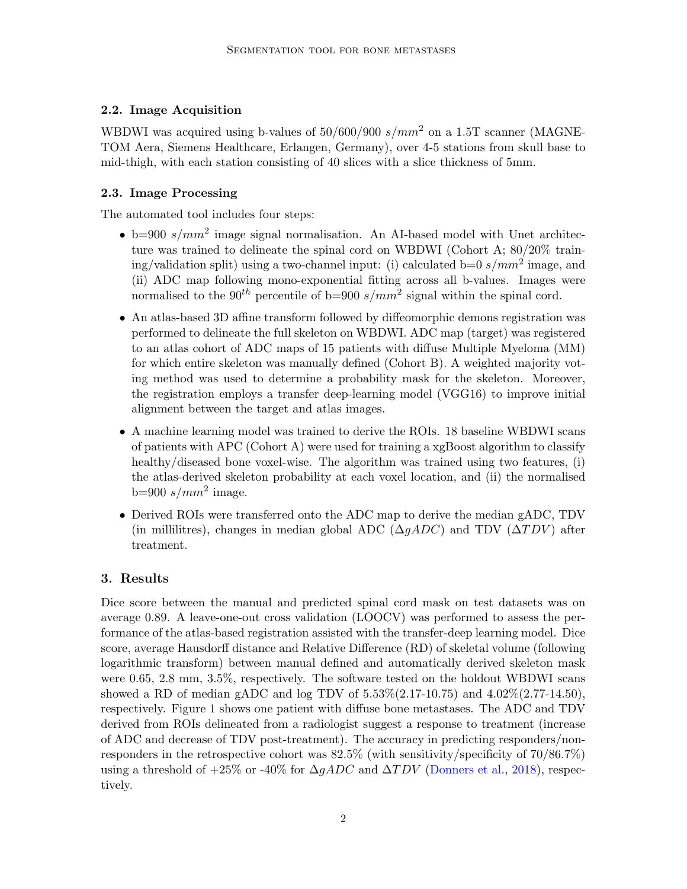### 2.2. Image Acquisition

WBDWI was acquired using b-values of 50/600/900 $s/mm^2$ on a 1.5T scanner (MAGNETOM Aera, Siemens Healthcare, Erlangen, Germany), over 4-5 stations from skull base to mid-thigh, with each station consisting of 40 slices with a slice thickness of 5mm.

### 2.3. Image Processing

The automated tool includes four steps:

- b=900 $s/mm^2$ image signal normalisation. An AI-based model with Unet architecture was trained to delineate the spinal cord on WBDWI (Cohort A; 80/20% training/validation split) using a two-channel input: (i) calculated b=0 $s/mm^2$ image, and (ii) ADC map following mono-exponential fitting across all b-values. Images were normalised to the $90^{th}$ percentile of b=900 $s/mm^2$ signal within the spinal cord.
- An atlas-based 3D affine transform followed by diffeomorphic demons registration was performed to delineate the full skeleton on WBDWI. ADC map (target) was registered to an atlas cohort of ADC maps of 15 patients with diffuse Multiple Myeloma (MM) for which entire skeleton was manually defined (Cohort B). A weighted majority voting method was used to determine a probability mask for the skeleton. Moreover, the registration employs a transfer deep-learning model (VGG16) to improve initial alignment between the target and atlas images.
- A machine learning model was trained to derive the ROIs. 18 baseline WBDWI scans of patients with APC (Cohort A) were used for training a xgBoost algorithm to classify healthy/diseased bone voxel-wise. The algorithm was trained using two features, (i) the atlas-derived skeleton probability at each voxel location, and (ii) the normalised b=900 $s/mm^2$ image.
- Derived ROIs were transferred onto the ADC map to derive the median gADC, TDV (in millilitres), changes in median global ADC ($\Delta gADC$) and TDV ($\Delta TDV$) after treatment.

## 3. Results

Dice score between the manual and predicted spinal cord mask on test datasets was on average 0.89. A leave-one-out cross validation (LOOCV) was performed to assess the performance of the atlas-based registration assisted with the transfer-deep learning model. Dice score, average Hausdorff distance and Relative Difference (RD) of skeletal volume (following logarithmic transform) between manual defined and automatically derived skeleton mask were 0.65, 2.8 mm, 3.5%, respectively. The software tested on the holdout WBDWI scans showed a RD of median gADC and log TDV of 5.53%(2.17-10.75) and 4.02%(2.77-14.50), respectively. Figure 1 shows one patient with diffuse bone metastases. The ADC and TDV derived from ROIs delineated from a radiologist suggest a response to treatment (increase of ADC and decrease of TDV post-treatment). The accuracy in predicting responders/non-responders in the retrospective cohort was 82.5% (with sensitivity/specificity of 70/86.7%) using a threshold of +25% or -40% for $\Delta gADC$ and $\Delta TDV$ (Donners et al., 2018), respectively.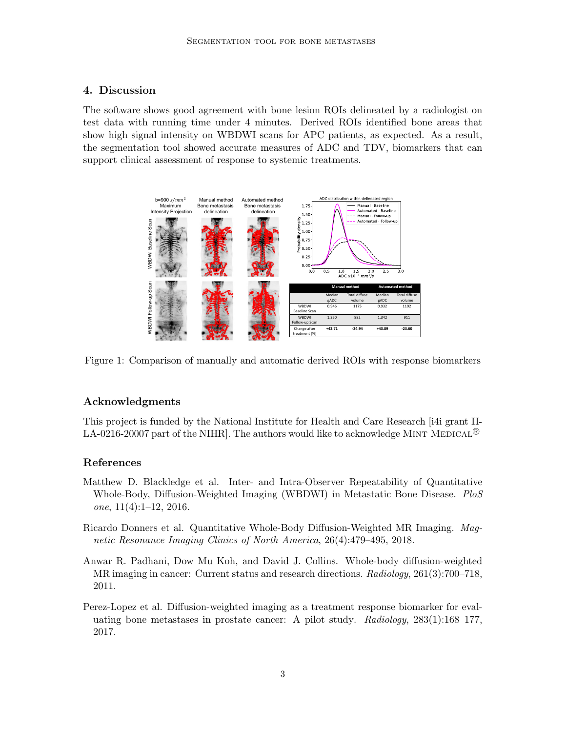## 4. Discussion

The software shows good agreement with bone lesion ROIs delineated by a radiologist on test data with running time under 4 minutes. Derived ROIs identified bone areas that show high signal intensity on WBDWI scans for APC patients, as expected. As a result, the segmentation tool showed accurate measures of ADC and TDV, biomarkers that can support clinical assessment of response to systemic treatments.

b=900 $s/mm^2$ Maximum Intensity Projection

Manual method Bone metastasis delineation

Automated method Bone metastasis delineation

WBDWI Baseline Scan

WBDWI Follow-up Scan

ADC distribution within delineated region

Manual - Baseline

Automated - Baseline

Manual - Follow-up

Automated - Follow-up

Probability density

ADC $x10^{-3}$ $mm^2/s$

0.00 0.25 0.50 0.75 1.00 1.25 1.50 1.75

0.0 0.5 1.0 1.5 2.0 2.5 3.0

| | Manual method | | Automated method | |
|---|---|---|---|---|
| | Median gADC | Total diffuse volume | Median gADC | Total diffuse volume |
| WBDWI Baseline Scan | 0.946 | 1175 | 0.932 | 1192 |
| WBDWI Follow-up Scan | 1.350 | 882 | 1.342 | 911 |
| Change after treatment [%] | **+42.71** | **-24.94** | **+43.89** | **-23.60** |

Figure 1: Comparison of manually and automatic derived ROIs with response biomarkers

## Acknowledgments

This project is funded by the National Institute for Health and Care Research [i4i grant II-LA-0216-20007 part of the NIHR]. The authors would like to acknowledge Mint Medical®

## References

Matthew D. Blackledge et al. Inter- and Intra-Observer Repeatability of Quantitative Whole-Body, Diffusion-Weighted Imaging (WBDWI) in Metastatic Bone Disease. *PloS one*, 11(4):1–12, 2016.

Ricardo Donners et al. Quantitative Whole-Body Diffusion-Weighted MR Imaging. *Magnetic Resonance Imaging Clinics of North America*, 26(4):479–495, 2018.

Anwar R. Padhani, Dow Mu Koh, and David J. Collins. Whole-body diffusion-weighted MR imaging in cancer: Current status and research directions. *Radiology*, 261(3):700–718, 2011.

Perez-Lopez et al. Diffusion-weighted imaging as a treatment response biomarker for evaluating bone metastases in prostate cancer: A pilot study. *Radiology*, 283(1):168–177, 2017.